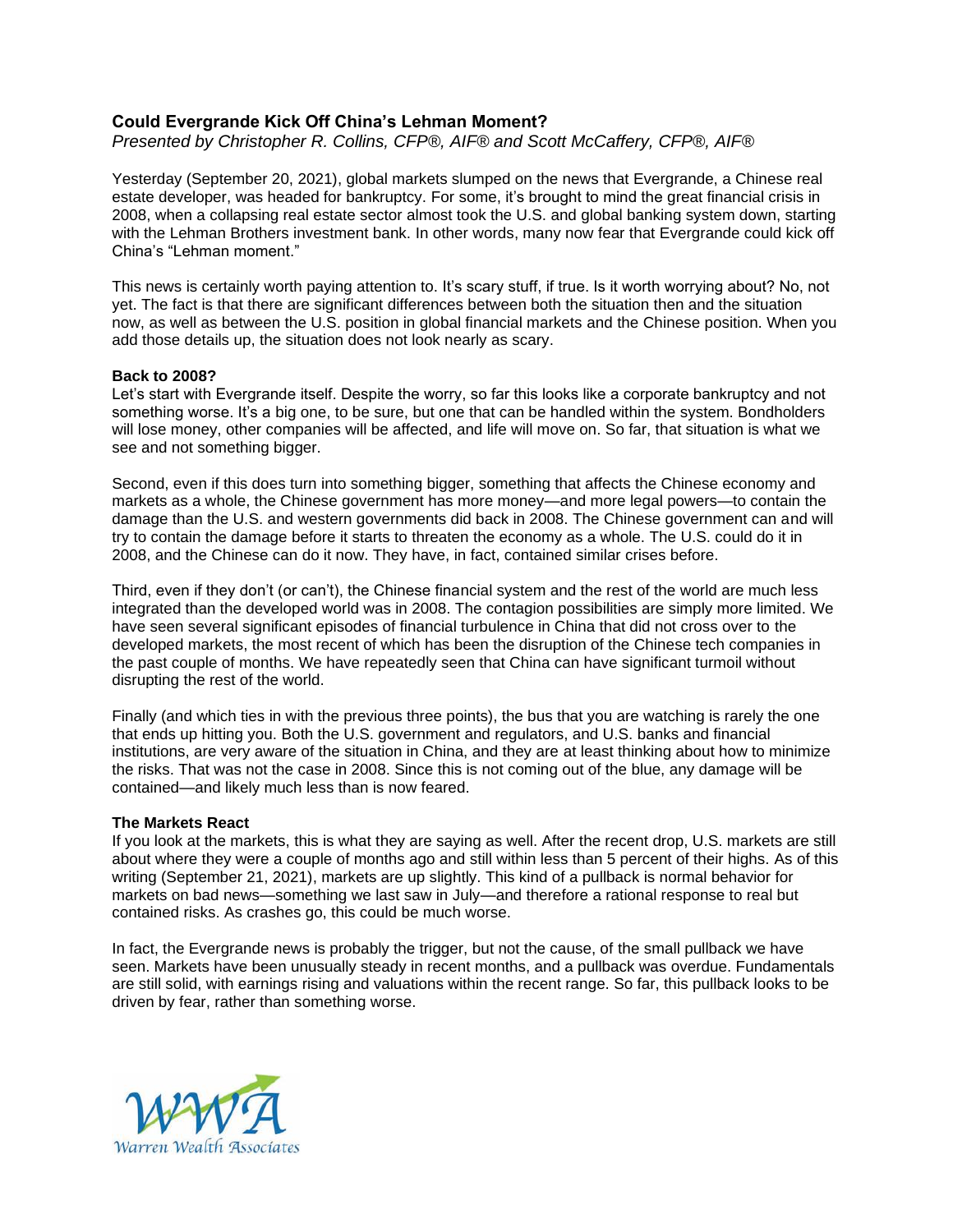# Could Evergrande Kick Off China's Lehman Moment?

*Presented by Christopher R. Collins, CFP®, AIF® and Scott McCaffery, CFP®, AIF®*

Yesterday (September 20, 2021), global markets slumped on the news that Evergrande, a Chinese real estate developer, was headed for bankruptcy. For some, it's brought to mind the great financial crisis in 2008, when a collapsing real estate sector almost took the U.S. and global banking system down, starting with the Lehman Brothers investment bank. In other words, many now fear that Evergrande could kick off China's "Lehman moment."

This news is certainly worth paying attention to. It's scary stuff, if true. Is it worth worrying about? No, not yet. The fact is that there are significant differences between both the situation then and the situation now, as well as between the U.S. position in global financial markets and the Chinese position. When you add those details up, the situation does not look nearly as scary.

**Back to 2008?**

Let's start with Evergrande itself. Despite the worry, so far this looks like a corporate bankruptcy and not something worse. It's a big one, to be sure, but one that can be handled within the system. Bondholders will lose money, other companies will be affected, and life will move on. So far, that situation is what we see and not something bigger.

Second, even if this does turn into something bigger, something that affects the Chinese economy and markets as a whole, the Chinese government has more money—and more legal powers—to contain the damage than the U.S. and western governments did back in 2008. The Chinese government can and will try to contain the damage before it starts to threaten the economy as a whole. The U.S. could do it in 2008, and the Chinese can do it now. They have, in fact, contained similar crises before.

Third, even if they don't (or can't), the Chinese financial system and the rest of the world are much less integrated than the developed world was in 2008. The contagion possibilities are simply more limited. We have seen several significant episodes of financial turbulence in China that did not cross over to the developed markets, the most recent of which has been the disruption of the Chinese tech companies in the past couple of months. We have repeatedly seen that China can have significant turmoil without disrupting the rest of the world.

Finally (and which ties in with the previous three points), the bus that you are watching is rarely the one that ends up hitting you. Both the U.S. government and regulators, and U.S. banks and financial institutions, are very aware of the situation in China, and they are at least thinking about how to minimize the risks. That was not the case in 2008. Since this is not coming out of the blue, any damage will be contained—and likely much less than is now feared.

**The Markets React**

If you look at the markets, this is what they are saying as well. After the recent drop, U.S. markets are still about where they were a couple of months ago and still within less than 5 percent of their highs. As of this writing (September 21, 2021), markets are up slightly. This kind of a pullback is normal behavior for markets on bad news—something we last saw in July—and therefore a rational response to real but contained risks. As crashes go, this could be much worse.

In fact, the Evergrande news is probably the trigger, but not the cause, of the small pullback we have seen. Markets have been unusually steady in recent months, and a pullback was overdue. Fundamentals are still solid, with earnings rising and valuations within the recent range. So far, this pullback looks to be driven by fear, rather than something worse.

WWA
Warren Wealth Associates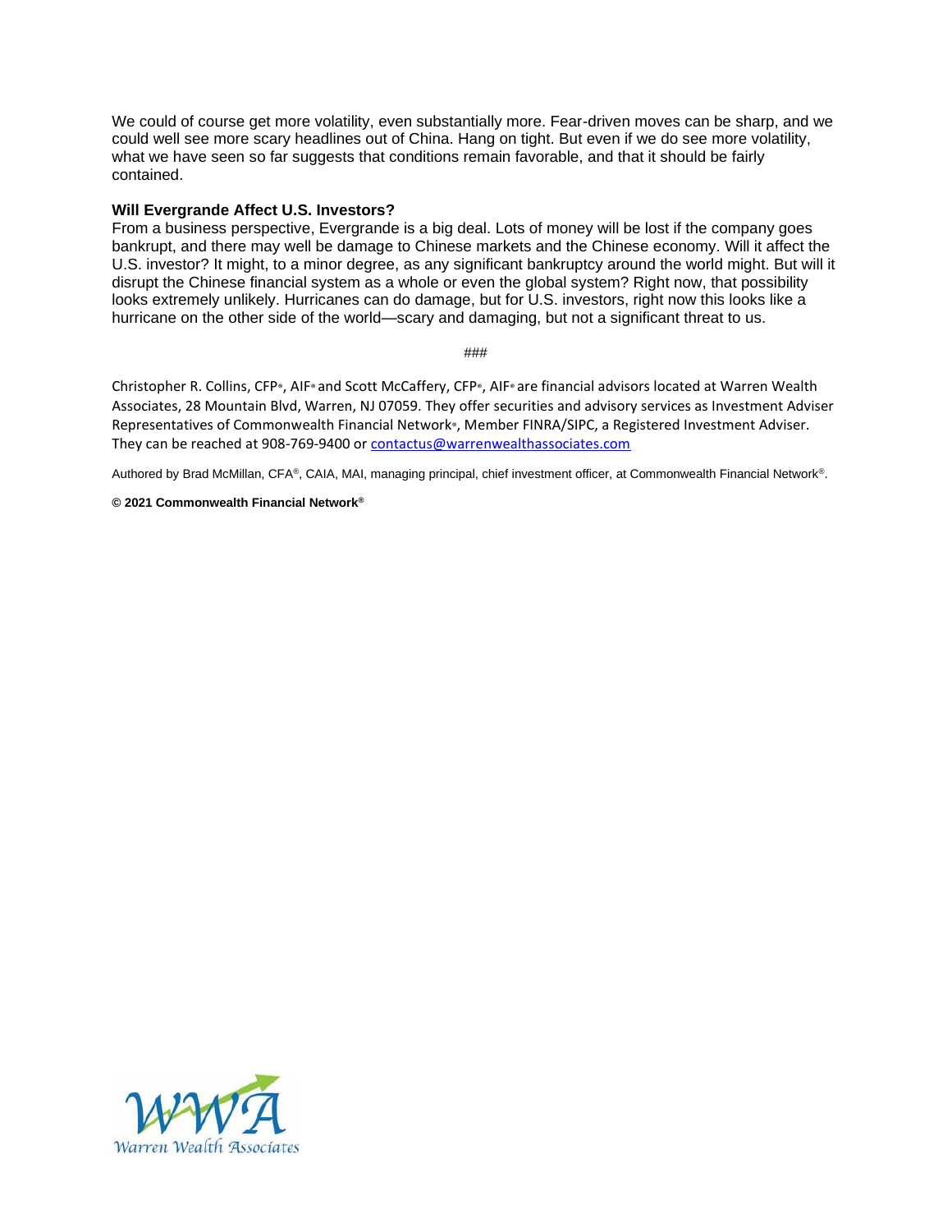We could of course get more volatility, even substantially more. Fear-driven moves can be sharp, and we could well see more scary headlines out of China. Hang on tight. But even if we do see more volatility, what we have seen so far suggests that conditions remain favorable, and that it should be fairly contained.

**Will Evergrande Affect U.S. Investors?**

From a business perspective, Evergrande is a big deal. Lots of money will be lost if the company goes bankrupt, and there may well be damage to Chinese markets and the Chinese economy. Will it affect the U.S. investor? It might, to a minor degree, as any significant bankruptcy around the world might. But will it disrupt the Chinese financial system as a whole or even the global system? Right now, that possibility looks extremely unlikely. Hurricanes can do damage, but for U.S. investors, right now this looks like a hurricane on the other side of the world—scary and damaging, but not a significant threat to us.

###

Christopher R. Collins, CFP®, AIF® and Scott McCaffery, CFP®, AIF® are financial advisors located at Warren Wealth Associates, 28 Mountain Blvd, Warren, NJ 07059. They offer securities and advisory services as Investment Adviser Representatives of Commonwealth Financial Network®, Member FINRA/SIPC, a Registered Investment Adviser. They can be reached at 908-769-9400 or contactus@warrenwealthassociates.com

Authored by Brad McMillan, CFA®, CAIA, MAI, managing principal, chief investment officer, at Commonwealth Financial Network®.

**© 2021 Commonwealth Financial Network®**

WWA
Warren Wealth Associates